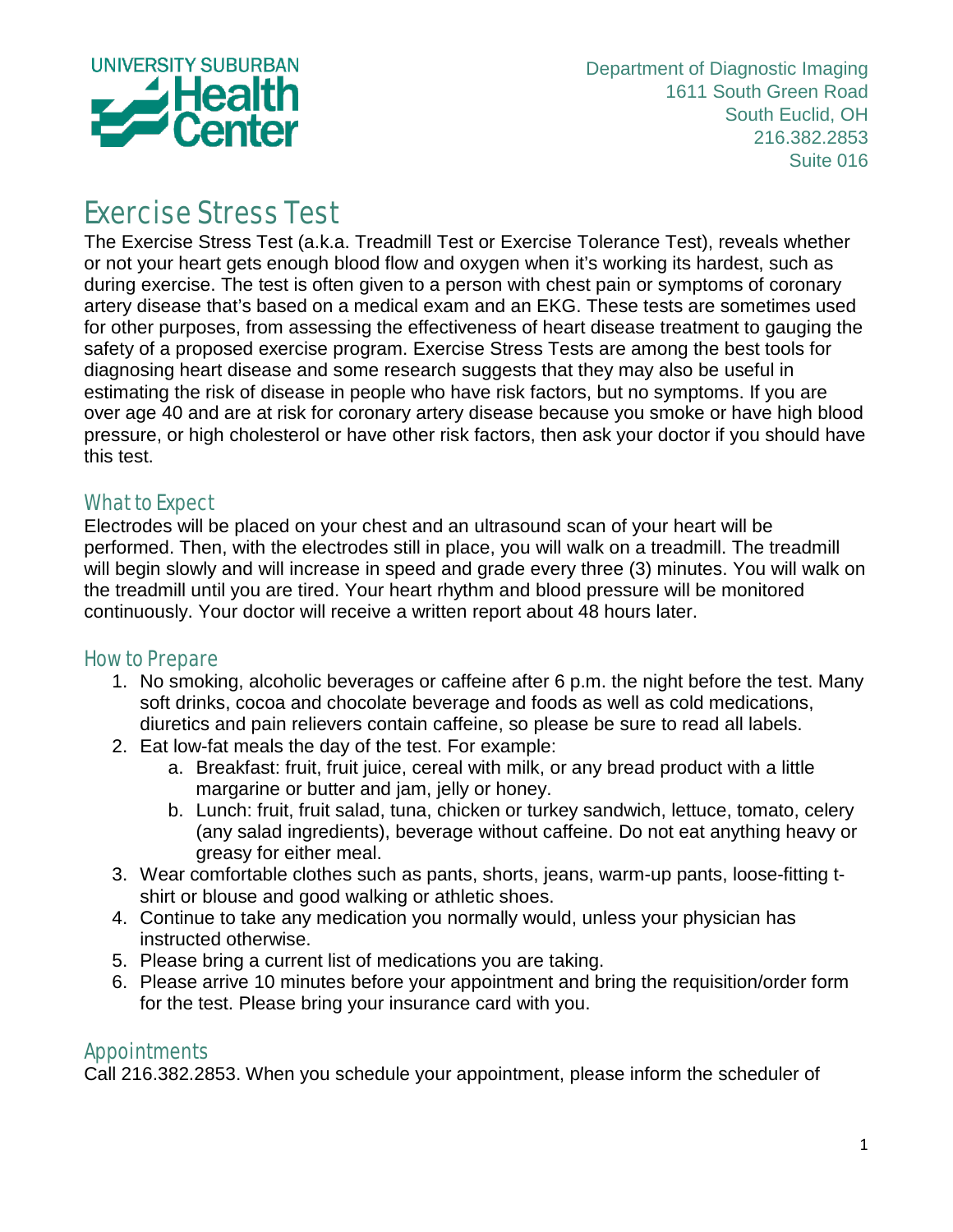UNIVERSITY SUBURBAN **Health Center**

Department of Diagnostic Imaging
1611 South Green Road
South Euclid, OH
216.382.2853
Suite 016

# Exercise Stress Test

The Exercise Stress Test (a.k.a. Treadmill Test or Exercise Tolerance Test), reveals whether or not your heart gets enough blood flow and oxygen when it's working its hardest, such as during exercise. The test is often given to a person with chest pain or symptoms of coronary artery disease that's based on a medical exam and an EKG. These tests are sometimes used for other purposes, from assessing the effectiveness of heart disease treatment to gauging the safety of a proposed exercise program. Exercise Stress Tests are among the best tools for diagnosing heart disease and some research suggests that they may also be useful in estimating the risk of disease in people who have risk factors, but no symptoms. If you are over age 40 and are at risk for coronary artery disease because you smoke or have high blood pressure, or high cholesterol or have other risk factors, then ask your doctor if you should have this test.

## What to Expect

Electrodes will be placed on your chest and an ultrasound scan of your heart will be performed. Then, with the electrodes still in place, you will walk on a treadmill. The treadmill will begin slowly and will increase in speed and grade every three (3) minutes. You will walk on the treadmill until you are tired. Your heart rhythm and blood pressure will be monitored continuously. Your doctor will receive a written report about 48 hours later.

## How to Prepare

1. No smoking, alcoholic beverages or caffeine after 6 p.m. the night before the test. Many soft drinks, cocoa and chocolate beverage and foods as well as cold medications, diuretics and pain relievers contain caffeine, so please be sure to read all labels.
2. Eat low-fat meals the day of the test. For example:
   a. Breakfast: fruit, fruit juice, cereal with milk, or any bread product with a little margarine or butter and jam, jelly or honey.
   b. Lunch: fruit, fruit salad, tuna, chicken or turkey sandwich, lettuce, tomato, celery (any salad ingredients), beverage without caffeine. Do not eat anything heavy or greasy for either meal.
3. Wear comfortable clothes such as pants, shorts, jeans, warm-up pants, loose-fitting t-shirt or blouse and good walking or athletic shoes.
4. Continue to take any medication you normally would, unless your physician has instructed otherwise.
5. Please bring a current list of medications you are taking.
6. Please arrive 10 minutes before your appointment and bring the requisition/order form for the test. Please bring your insurance card with you.

## Appointments

Call 216.382.2853. When you schedule your appointment, please inform the scheduler of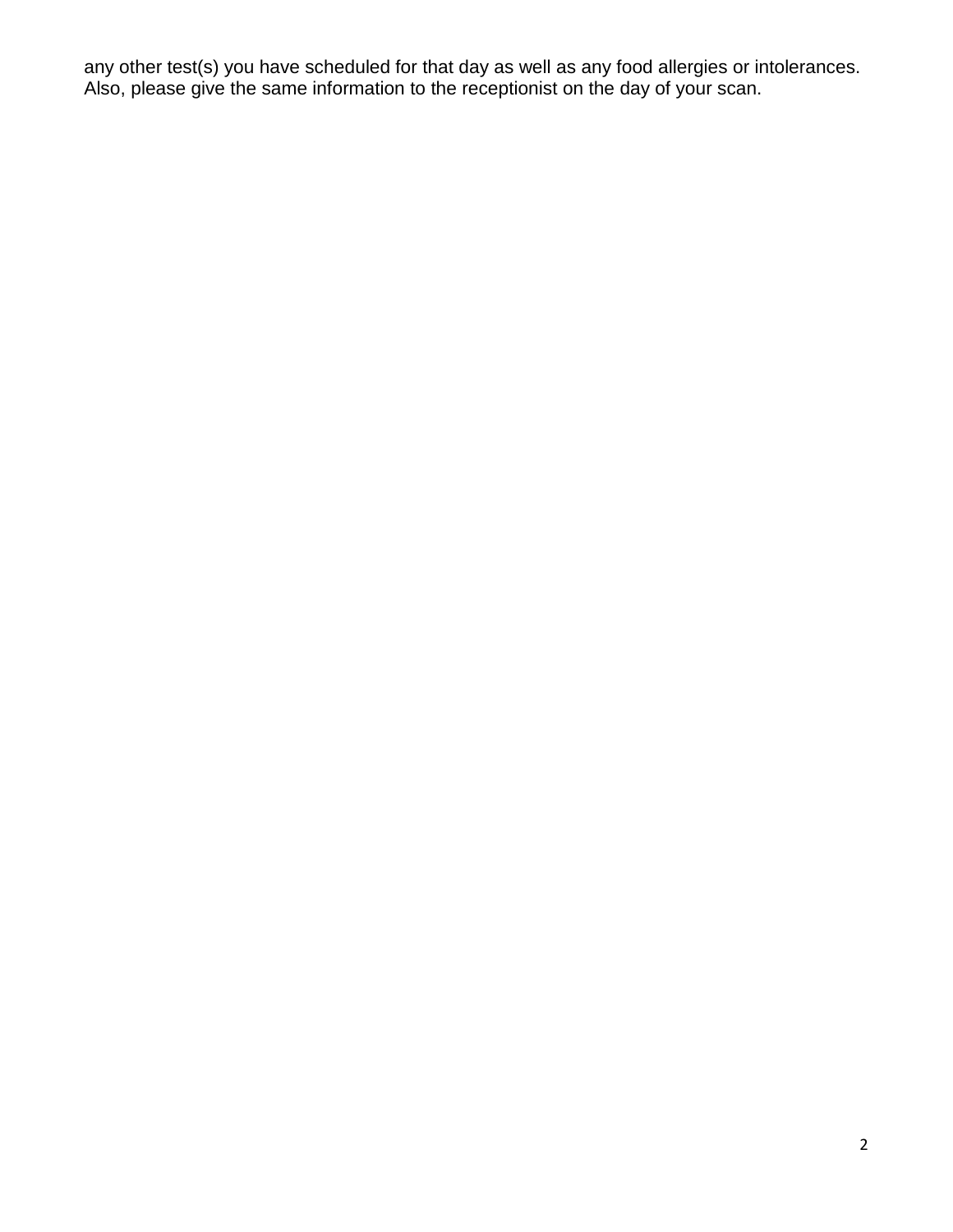any other test(s) you have scheduled for that day as well as any food allergies or intolerances. Also, please give the same information to the receptionist on the day of your scan.